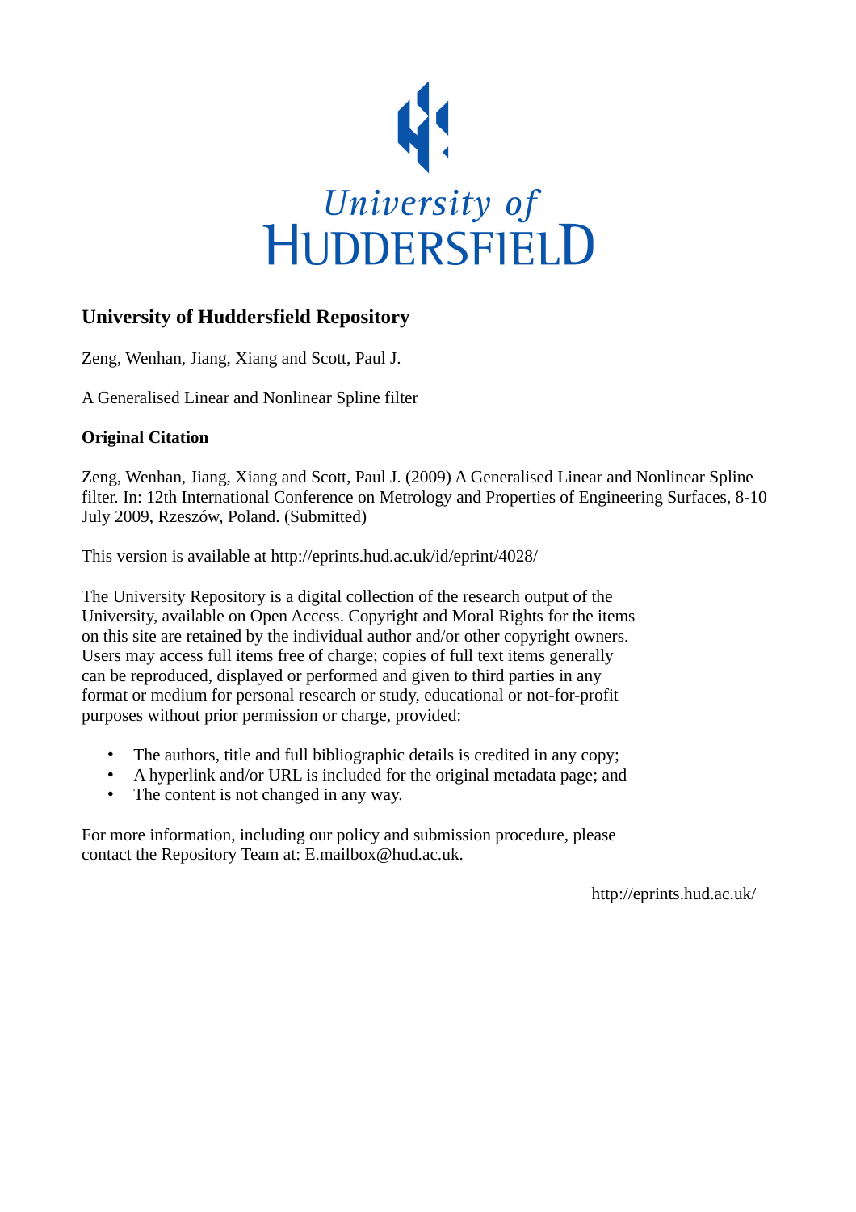University of Huddersfield

# University of Huddersfield Repository

Zeng, Wenhan, Jiang, Xiang and Scott, Paul J.

A Generalised Linear and Nonlinear Spline filter

**Original Citation**

Zeng, Wenhan, Jiang, Xiang and Scott, Paul J. (2009) A Generalised Linear and Nonlinear Spline filter. In: 12th International Conference on Metrology and Properties of Engineering Surfaces, 8-10 July 2009, Rzeszów, Poland. (Submitted)

This version is available at http://eprints.hud.ac.uk/id/eprint/4028/

The University Repository is a digital collection of the research output of the University, available on Open Access. Copyright and Moral Rights for the items on this site are retained by the individual author and/or other copyright owners. Users may access full items free of charge; copies of full text items generally can be reproduced, displayed or performed and given to third parties in any format or medium for personal research or study, educational or not-for-profit purposes without prior permission or charge, provided:

- The authors, title and full bibliographic details is credited in any copy;
- A hyperlink and/or URL is included for the original metadata page; and
- The content is not changed in any way.

For more information, including our policy and submission procedure, please contact the Repository Team at: E.mailbox@hud.ac.uk.

http://eprints.hud.ac.uk/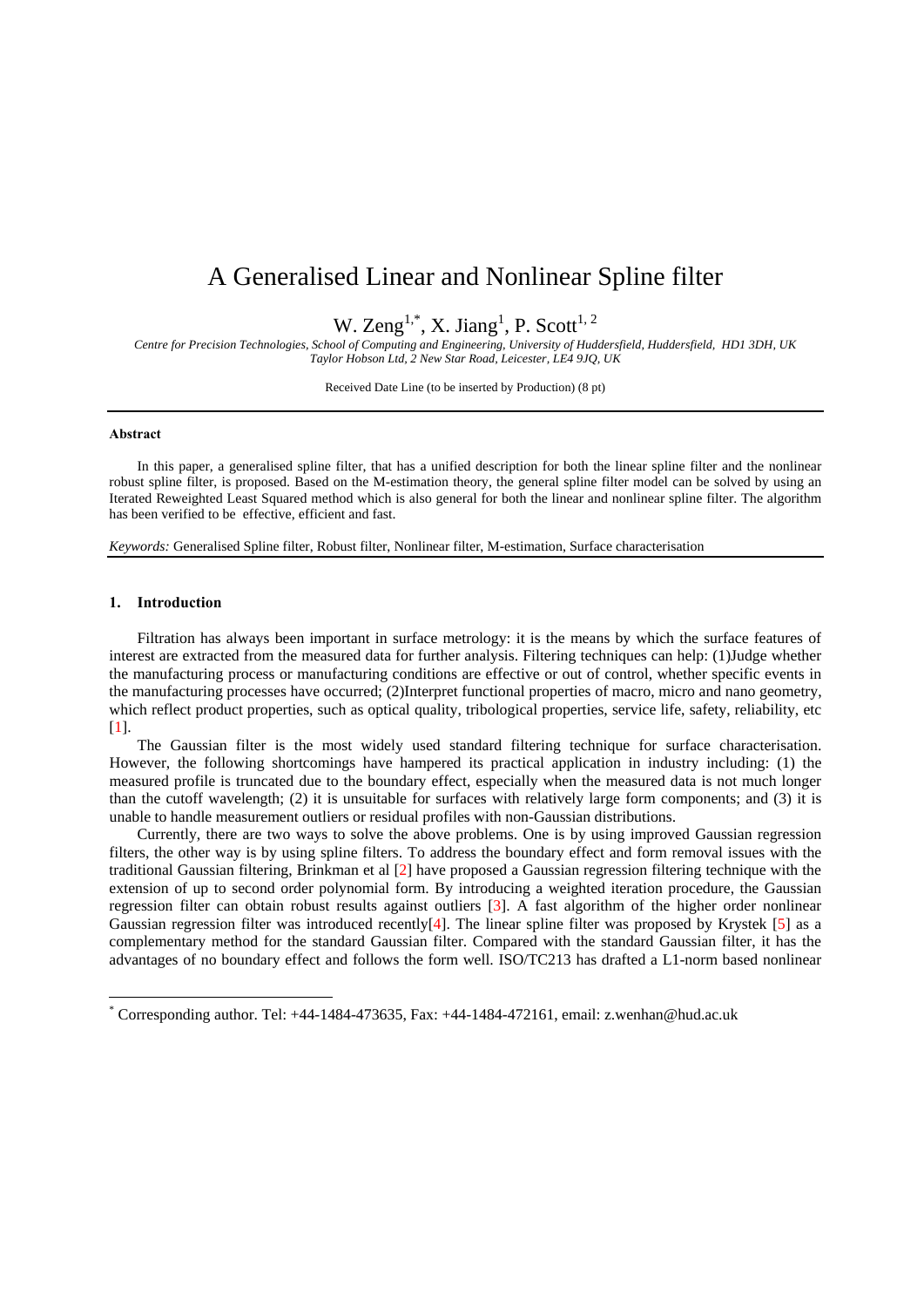# A Generalised Linear and Nonlinear Spline filter

W. Zeng[1,*], X. Jiang[1], P. Scott[1, 2]

*Centre for Precision Technologies, School of Computing and Engineering, University of Huddersfield, Huddersfield, HD1 3DH, UK*
*Taylor Hobson Ltd, 2 New Star Road, Leicester, LE4 9JQ, UK*

Received Date Line (to be inserted by Production) (8 pt)

---

**Abstract**

In this paper, a generalised spline filter, that has a unified description for both the linear spline filter and the nonlinear robust spline filter, is proposed. Based on the M-estimation theory, the general spline filter model can be solved by using an Iterated Reweighted Least Squared method which is also general for both the linear and nonlinear spline filter. The algorithm has been verified to be effective, efficient and fast.

*Keywords:* Generalised Spline filter, Robust filter, Nonlinear filter, M-estimation, Surface characterisation

---

## 1. Introduction

Filtration has always been important in surface metrology: it is the means by which the surface features of interest are extracted from the measured data for further analysis. Filtering techniques can help: (1)Judge whether the manufacturing process or manufacturing conditions are effective or out of control, whether specific events in the manufacturing processes have occurred; (2)Interpret functional properties of macro, micro and nano geometry, which reflect product properties, such as optical quality, tribological properties, service life, safety, reliability, etc [1].

The Gaussian filter is the most widely used standard filtering technique for surface characterisation. However, the following shortcomings have hampered its practical application in industry including: (1) the measured profile is truncated due to the boundary effect, especially when the measured data is not much longer than the cutoff wavelength; (2) it is unsuitable for surfaces with relatively large form components; and (3) it is unable to handle measurement outliers or residual profiles with non-Gaussian distributions.

Currently, there are two ways to solve the above problems. One is by using improved Gaussian regression filters, the other way is by using spline filters. To address the boundary effect and form removal issues with the traditional Gaussian filtering, Brinkman et al [2] have proposed a Gaussian regression filtering technique with the extension of up to second order polynomial form. By introducing a weighted iteration procedure, the Gaussian regression filter can obtain robust results against outliers [3]. A fast algorithm of the higher order nonlinear Gaussian regression filter was introduced recently[4]. The linear spline filter was proposed by Krystek [5] as a complementary method for the standard Gaussian filter. Compared with the standard Gaussian filter, it has the advantages of no boundary effect and follows the form well. ISO/TC213 has drafted a L1-norm based nonlinear

---

[*] Corresponding author. Tel: +44-1484-473635, Fax: +44-1484-472161, email: z.wenhan@hud.ac.uk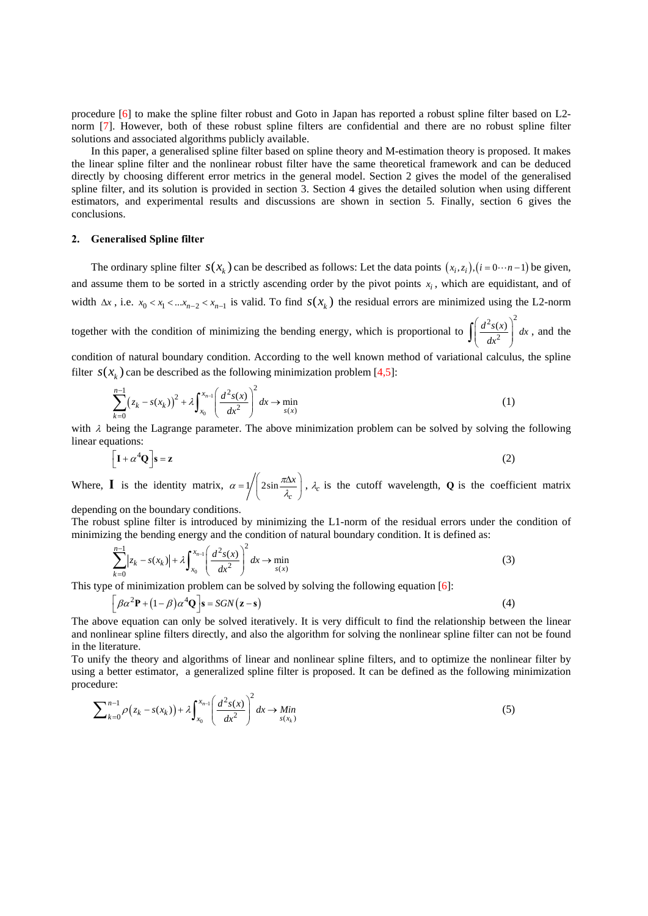procedure [6] to make the spline filter robust and Goto in Japan has reported a robust spline filter based on L2-norm [7]. However, both of these robust spline filters are confidential and there are no robust spline filter solutions and associated algorithms publicly available.

In this paper, a generalised spline filter based on spline theory and M-estimation theory is proposed. It makes the linear spline filter and the nonlinear robust filter have the same theoretical framework and can be deduced directly by choosing different error metrics in the general model. Section 2 gives the model of the generalised spline filter, and its solution is provided in section 3. Section 4 gives the detailed solution when using different estimators, and experimental results and discussions are shown in section 5. Finally, section 6 gives the conclusions.

## 2. Generalised Spline filter

The ordinary spline filter $s(x_k)$ can be described as follows: Let the data points $(x_i, z_i), (i = 0 \cdots n-1)$ be given, and assume them to be sorted in a strictly ascending order by the pivot points $x_i$, which are equidistant, and of width $\Delta x$, i.e. $x_0 < x_1 < \ldots x_{n-2} < x_{n-1}$ is valid. To find $s(x_k)$ the residual errors are minimized using the L2-norm together with the condition of minimizing the bending energy, which is proportional to $\int \left( \frac{d^2 s(x)}{dx^2} \right)^2 dx$, and the condition of natural boundary condition. According to the well known method of variational calculus, the spline filter $s(x_k)$ can be described as the following minimization problem [4,5]:

$$\sum_{k=0}^{n-1} \left( z_k - s(x_k) \right)^2 + \lambda \int_{x_0}^{x_{n-1}} \left( \frac{d^2 s(x)}{dx^2} \right)^2 dx \rightarrow \min_{s(x)} \tag{1}$$

with $\lambda$ being the Lagrange parameter. The above minimization problem can be solved by solving the following linear equations:

$$\left[ \mathbf{I} + \alpha^4 \mathbf{Q} \right] \mathbf{s} = \mathbf{z} \tag{2}$$

Where, $\mathbf{I}$ is the identity matrix, $\alpha = 1 \Big/ \left( 2 \sin \frac{\pi \Delta x}{\lambda_c} \right)$, $\lambda_c$ is the cutoff wavelength, $\mathbf{Q}$ is the coefficient matrix depending on the boundary conditions.

The robust spline filter is introduced by minimizing the L1-norm of the residual errors under the condition of minimizing the bending energy and the condition of natural boundary condition. It is defined as:

$$\sum_{k=0}^{n-1} \left| z_k - s(x_k) \right| + \lambda \int_{x_0}^{x_{n-1}} \left( \frac{d^2 s(x)}{dx^2} \right)^2 dx \rightarrow \min_{s(x)} \tag{3}$$

This type of minimization problem can be solved by solving the following equation [6]:

$$\left[ \beta \alpha^2 \mathbf{P} + (1-\beta) \alpha^4 \mathbf{Q} \right] \mathbf{s} = SGN(\mathbf{z} - \mathbf{s}) \tag{4}$$

The above equation can only be solved iteratively. It is very difficult to find the relationship between the linear and nonlinear spline filters directly, and also the algorithm for solving the nonlinear spline filter can not be found in the literature.

To unify the theory and algorithms of linear and nonlinear spline filters, and to optimize the nonlinear filter by using a better estimator, a generalized spline filter is proposed. It can be defined as the following minimization procedure:

$$\sum_{k=0}^{n-1} \rho\left( z_k - s(x_k) \right) + \lambda \int_{x_0}^{x_{n-1}} \left( \frac{d^2 s(x)}{dx^2} \right)^2 dx \rightarrow \underset{s(x_k)}{Min} \tag{5}$$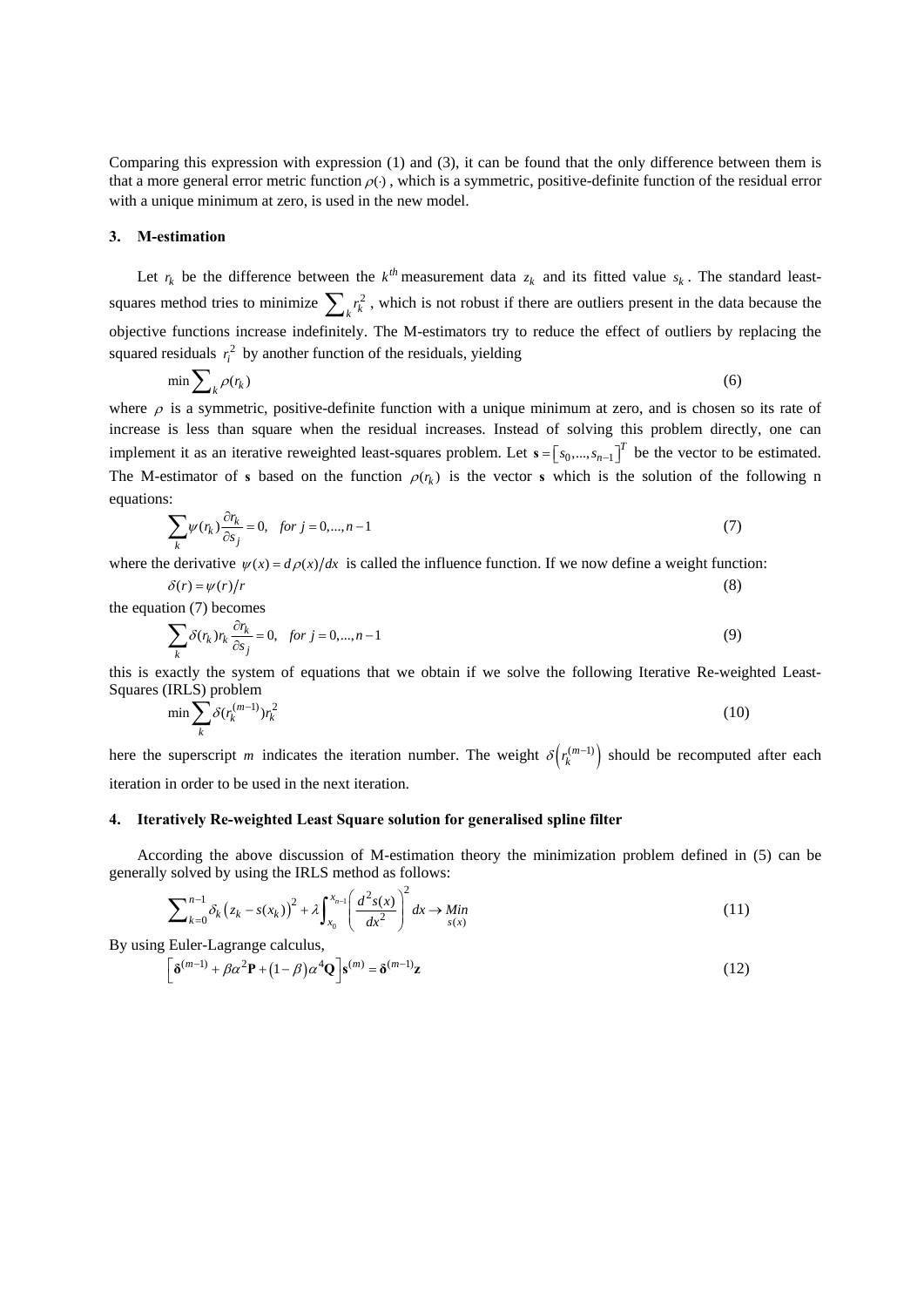Comparing this expression with expression (1) and (3), it can be found that the only difference between them is that a more general error metric function $\rho(\cdot)$, which is a symmetric, positive-definite function of the residual error with a unique minimum at zero, is used in the new model.

### 3. M-estimation

Let $r_k$ be the difference between the $k^{th}$ measurement data $z_k$ and its fitted value $s_k$. The standard least-squares method tries to minimize $\sum_k r_k^2$, which is not robust if there are outliers present in the data because the objective functions increase indefinitely. The M-estimators try to reduce the effect of outliers by replacing the squared residuals $r_i^2$ by another function of the residuals, yielding

$$\min \sum_k \rho(r_k) \tag{6}$$

where $\rho$ is a symmetric, positive-definite function with a unique minimum at zero, and is chosen so its rate of increase is less than square when the residual increases. Instead of solving this problem directly, one can implement it as an iterative reweighted least-squares problem. Let $\mathbf{s} = \left[s_0, ..., s_{n-1}\right]^T$ be the vector to be estimated. The M-estimator of $\mathbf{s}$ based on the function $\rho(r_k)$ is the vector $\mathbf{s}$ which is the solution of the following n equations:

$$\sum_k \psi(r_k) \frac{\partial r_k}{\partial s_j} = 0, \quad for\ j = 0, ..., n-1 \tag{7}$$

where the derivative $\psi(x) = d\rho(x)/dx$ is called the influence function. If we now define a weight function:

$$\delta(r) = \psi(r)/r \tag{8}$$

the equation (7) becomes

$$\sum_k \delta(r_k) r_k \frac{\partial r_k}{\partial s_j} = 0, \quad for\ j = 0, ..., n-1 \tag{9}$$

this is exactly the system of equations that we obtain if we solve the following Iterative Re-weighted Least-Squares (IRLS) problem

$$\min \sum_k \delta(r_k^{(m-1)}) r_k^2 \tag{10}$$

here the superscript *m* indicates the iteration number. The weight $\delta\left(r_k^{(m-1)}\right)$ should be recomputed after each iteration in order to be used in the next iteration.

### 4. Iteratively Re-weighted Least Square solution for generalised spline filter

According the above discussion of M-estimation theory the minimization problem defined in (5) can be generally solved by using the IRLS method as follows:

$$\sum_{k=0}^{n-1} \delta_k \left(z_k - s(x_k)\right)^2 + \lambda \int_{x_0}^{x_{n-1}} \left(\frac{d^2 s(x)}{dx^2}\right)^2 dx \to \underset{s(x)}{Min} \tag{11}$$

By using Euler-Lagrange calculus,

$$\left[\boldsymbol{\delta}^{(m-1)} + \beta\alpha^2 \mathbf{P} + (1-\beta)\alpha^4 \mathbf{Q}\right] \mathbf{s}^{(m)} = \boldsymbol{\delta}^{(m-1)} \mathbf{z} \tag{12}$$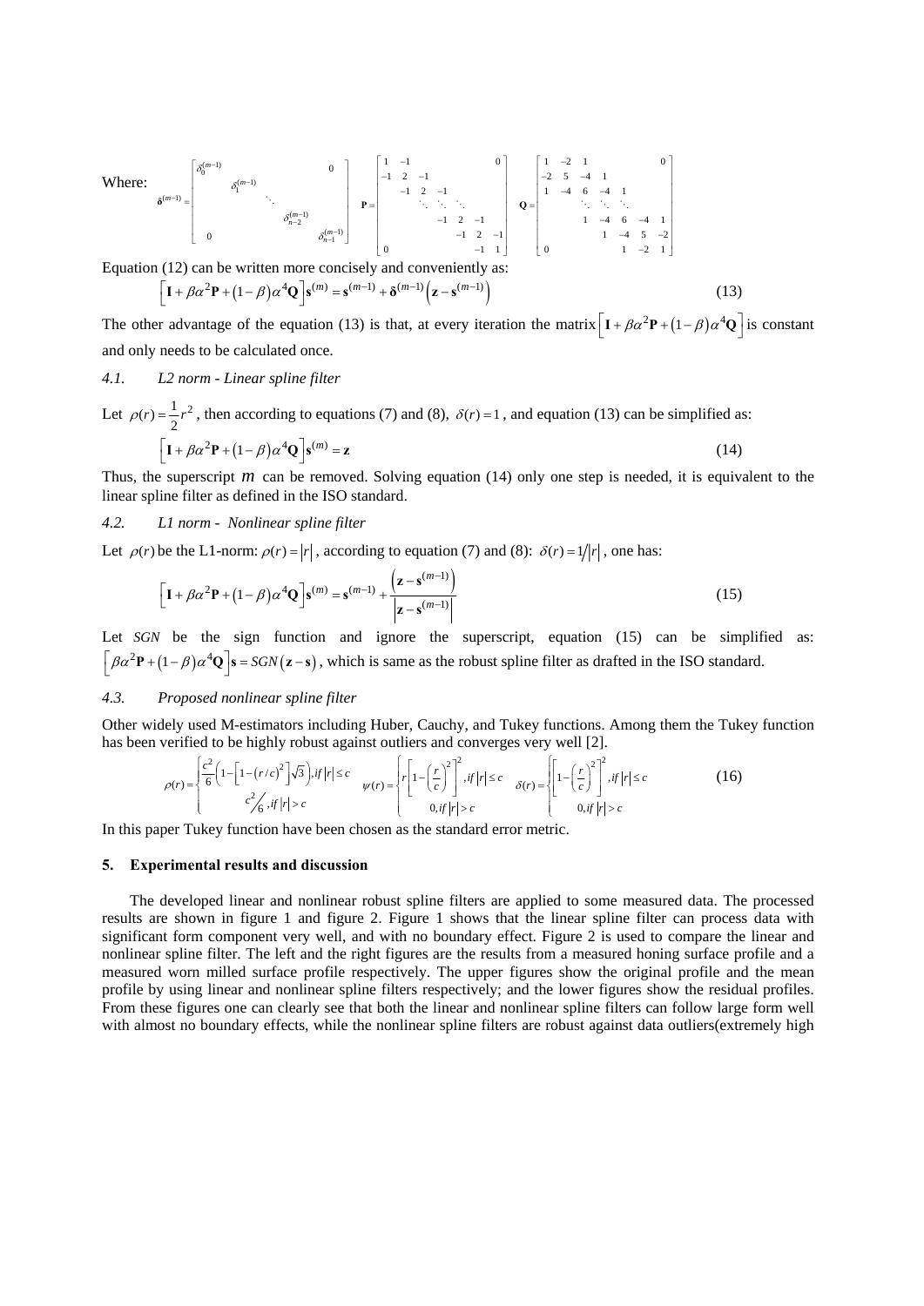Where:

$$\boldsymbol{\delta}^{(m-1)} = \begin{bmatrix} \delta_0^{(m-1)} & & & & 0 \\ & \delta_1^{(m-1)} & & & \\ & & \ddots & & \\ & & & \delta_{n-2}^{(m-1)} & \\ 0 & & & & \delta_{n-1}^{(m-1)} \end{bmatrix} \quad \mathbf{P} = \begin{bmatrix} 1 & -1 & & & & 0 \\ -1 & 2 & -1 & & & \\ & -1 & 2 & -1 & & \\ & & \ddots & \ddots & \ddots & \\ & & & -1 & 2 & -1 \\ & & & & -1 & 2 & -1 \\ 0 & & & & & -1 & 1 \end{bmatrix} \quad \mathbf{Q} = \begin{bmatrix} 1 & -2 & 1 & & & & 0 \\ -2 & 5 & -4 & 1 & & & \\ 1 & -4 & 6 & -4 & 1 & & \\ & \ddots & \ddots & \ddots & & & \\ & & 1 & -4 & 6 & -4 & 1 \\ & & & 1 & -4 & 5 & -2 \\ 0 & & & & 1 & -2 & 1 \end{bmatrix}$$

Equation (12) can be written more concisely and conveniently as:

$$\left[\mathbf{I} + \beta\alpha^2\mathbf{P} + (1-\beta)\alpha^4\mathbf{Q}\right]\mathbf{s}^{(m)} = \mathbf{s}^{(m-1)} + \boldsymbol{\delta}^{(m-1)}\left(\mathbf{z} - \mathbf{s}^{(m-1)}\right) \tag{13}$$

The other advantage of the equation (13) is that, at every iteration the matrix $\left[\mathbf{I} + \beta\alpha^2\mathbf{P} + (1-\beta)\alpha^4\mathbf{Q}\right]$ is constant and only needs to be calculated once.

### *4.1. L2 norm - Linear spline filter*

Let $\rho(r) = \frac{1}{2}r^2$, then according to equations (7) and (8), $\delta(r) = 1$, and equation (13) can be simplified as:

$$\left[\mathbf{I} + \beta\alpha^2\mathbf{P} + (1-\beta)\alpha^4\mathbf{Q}\right]\mathbf{s}^{(m)} = \mathbf{z} \tag{14}$$

Thus, the superscript $m$ can be removed. Solving equation (14) only one step is needed, it is equivalent to the linear spline filter as defined in the ISO standard.

### *4.2. L1 norm - Nonlinear spline filter*

Let $\rho(r)$ be the L1-norm: $\rho(r) = |r|$, according to equation (7) and (8): $\delta(r) = 1/|r|$, one has:

$$\left[\mathbf{I} + \beta\alpha^2\mathbf{P} + (1-\beta)\alpha^4\mathbf{Q}\right]\mathbf{s}^{(m)} = \mathbf{s}^{(m-1)} + \frac{\left(\mathbf{z} - \mathbf{s}^{(m-1)}\right)}{\left|\mathbf{z} - \mathbf{s}^{(m-1)}\right|} \tag{15}$$

Let *SGN* be the sign function and ignore the superscript, equation (15) can be simplified as: $\left[\beta\alpha^2\mathbf{P} + (1-\beta)\alpha^4\mathbf{Q}\right]\mathbf{s} = SGN(\mathbf{z} - \mathbf{s})$, which is same as the robust spline filter as drafted in the ISO standard.

### *4.3. Proposed nonlinear spline filter*

Other widely used M-estimators including Huber, Cauchy, and Tukey functions. Among them the Tukey function has been verified to be highly robust against outliers and converges very well [2].

$$\rho(r) = \begin{cases} \frac{c^2}{6}\left(1 - \left[1 - (r/c)^2\right]\sqrt{3}\right), & if\ |r| \le c \\ c^2/6, & if\ |r| > c \end{cases} \quad \psi(r) = \begin{cases} r\left[1 - \left(\frac{r}{c}\right)^2\right]^2, & if\ |r| \le c \\ 0, & if\ |r| > c \end{cases} \quad \delta(r) = \begin{cases} \left[1 - \left(\frac{r}{c}\right)^2\right]^2, & if\ |r| \le c \\ 0, & if\ |r| > c \end{cases} \tag{16}$$

In this paper Tukey function have been chosen as the standard error metric.

## 5. Experimental results and discussion

The developed linear and nonlinear robust spline filters are applied to some measured data. The processed results are shown in figure 1 and figure 2. Figure 1 shows that the linear spline filter can process data with significant form component very well, and with no boundary effect. Figure 2 is used to compare the linear and nonlinear spline filter. The left and the right figures are the results from a measured honing surface profile and a measured worn milled surface profile respectively. The upper figures show the original profile and the mean profile by using linear and nonlinear spline filters respectively; and the lower figures show the residual profiles. From these figures one can clearly see that both the linear and nonlinear spline filters can follow large form well with almost no boundary effects, while the nonlinear spline filters are robust against data outliers(extremely high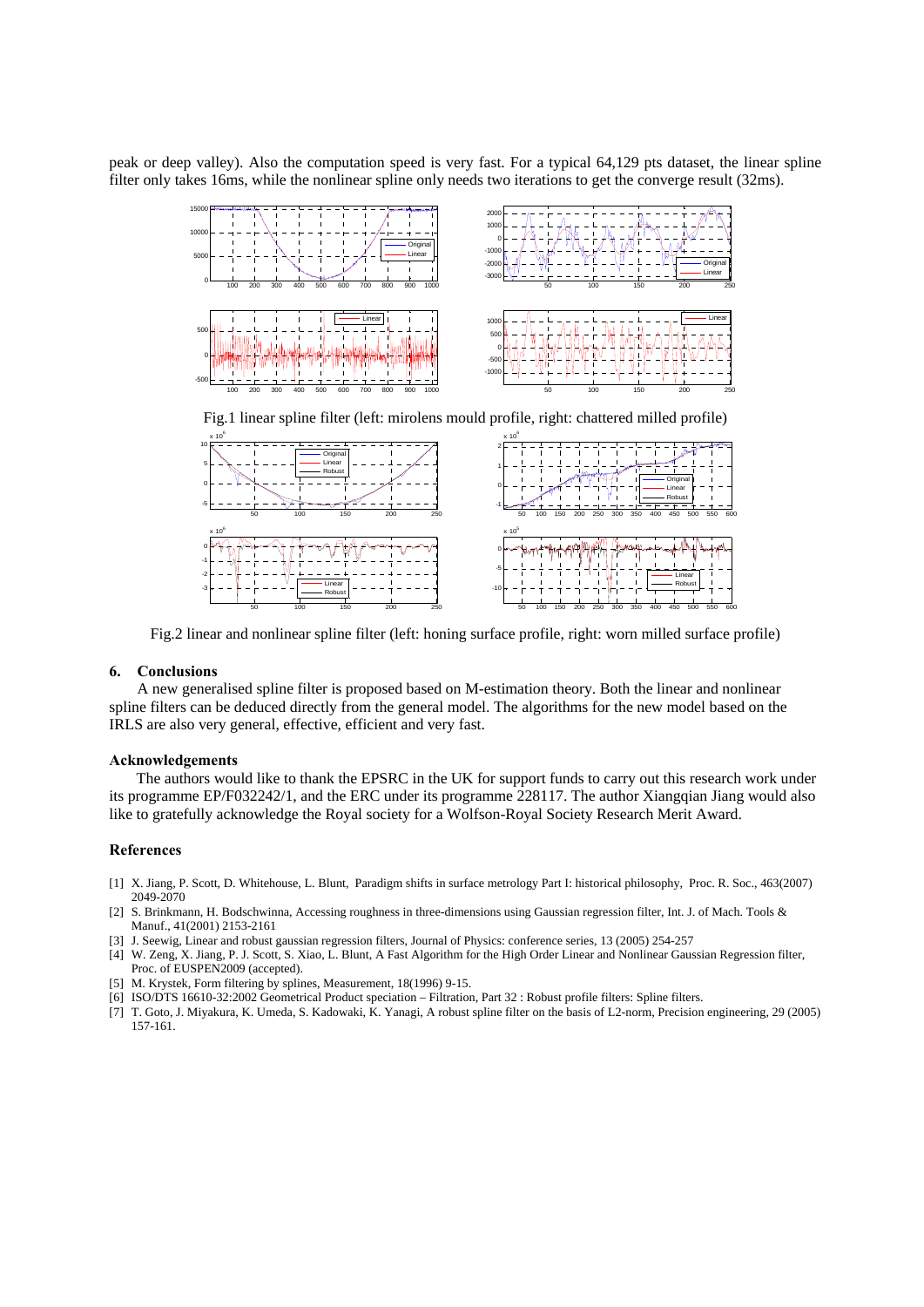peak or deep valley). Also the computation speed is very fast. For a typical 64,129 pts dataset, the linear spline filter only takes 16ms, while the nonlinear spline only needs two iterations to get the converge result (32ms).

Fig.1 linear spline filter (left: mirolens mould profile, right: chattered milled profile)

Fig.2 linear and nonlinear spline filter (left: honing surface profile, right: worn milled surface profile)

## 6. Conclusions

A new generalised spline filter is proposed based on M-estimation theory. Both the linear and nonlinear spline filters can be deduced directly from the general model. The algorithms for the new model based on the IRLS are also very general, effective, efficient and very fast.

## Acknowledgements

The authors would like to thank the EPSRC in the UK for support funds to carry out this research work under its programme EP/F032242/1, and the ERC under its programme 228117. The author Xiangqian Jiang would also like to gratefully acknowledge the Royal society for a Wolfson-Royal Society Research Merit Award.

## References

[1] X. Jiang, P. Scott, D. Whitehouse, L. Blunt, Paradigm shifts in surface metrology Part I: historical philosophy, Proc. R. Soc., 463(2007) 2049-2070

[2] S. Brinkmann, H. Bodschwinna, Accessing roughness in three-dimensions using Gaussian regression filter, Int. J. of Mach. Tools & Manuf., 41(2001) 2153-2161

[3] J. Seewig, Linear and robust gaussian regression filters, Journal of Physics: conference series, 13 (2005) 254-257

[4] W. Zeng, X. Jiang, P. J. Scott, S. Xiao, L. Blunt, A Fast Algorithm for the High Order Linear and Nonlinear Gaussian Regression filter, Proc. of EUSPEN2009 (accepted).

[5] M. Krystek, Form filtering by splines, Measurement, 18(1996) 9-15.

[6] ISO/DTS 16610-32:2002 Geometrical Product speciation – Filtration, Part 32 : Robust profile filters: Spline filters.

[7] T. Goto, J. Miyakura, K. Umeda, S. Kadowaki, K. Yanagi, A robust spline filter on the basis of L2-norm, Precision engineering, 29 (2005) 157-161.